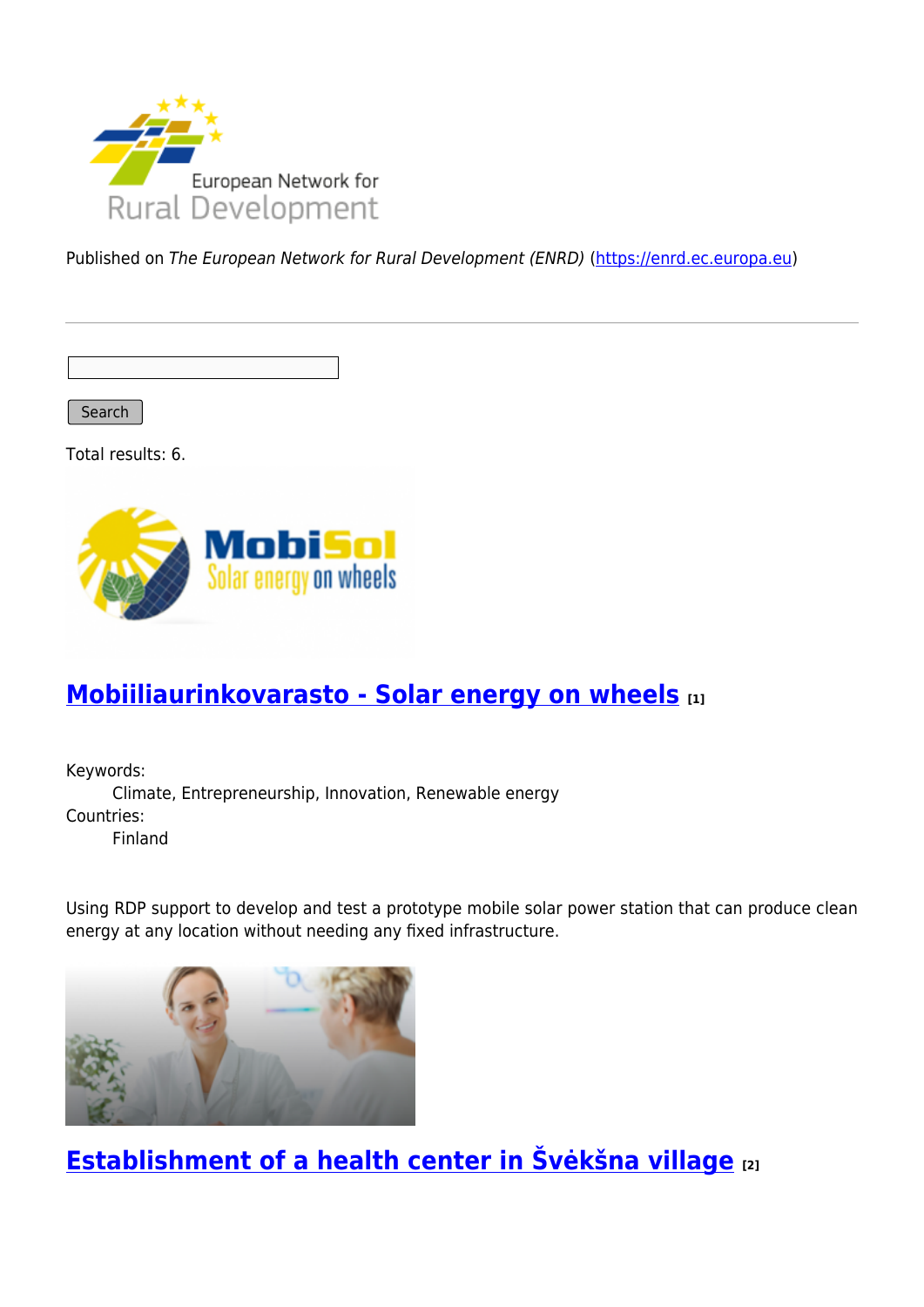Published on *The European Network for Rural Development (ENRD)* (https://enrd.ec.europa.eu)

Search

Total results: 6.

## Mobiiliaurinkovarasto - Solar energy on wheels [1]

Keywords:
Climate, Entrepreneurship, Innovation, Renewable energy
Countries:
Finland

Using RDP support to develop and test a prototype mobile solar power station that can produce clean energy at any location without needing any fixed infrastructure.

## Establishment of a health center in Švėkšna village [2]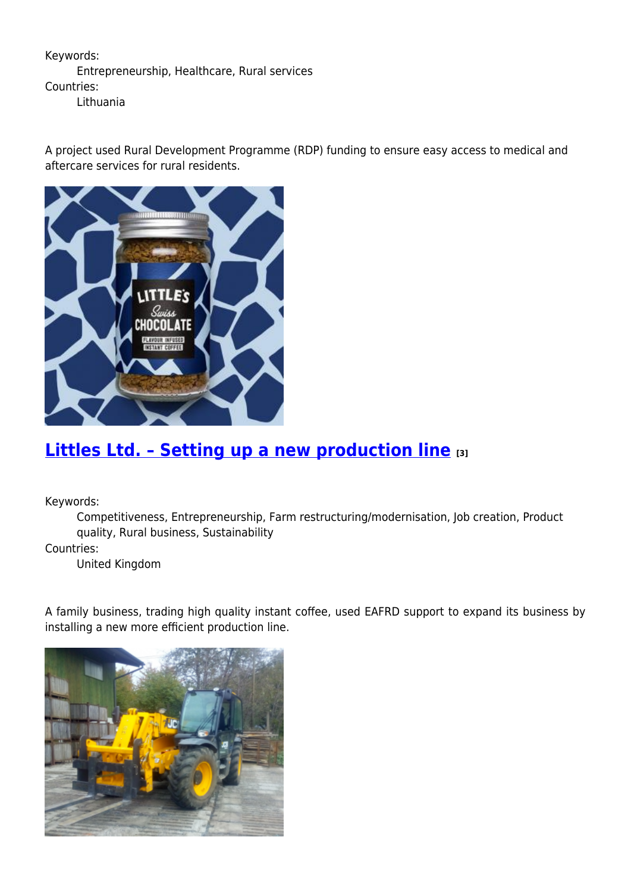Keywords:
: Entrepreneurship, Healthcare, Rural services

Countries:
: Lithuania

A project used Rural Development Programme (RDP) funding to ensure easy access to medical and aftercare services for rural residents.

## Littles Ltd. – Setting up a new production line [3]

Keywords:
: Competitiveness, Entrepreneurship, Farm restructuring/modernisation, Job creation, Product quality, Rural business, Sustainability

Countries:
: United Kingdom

A family business, trading high quality instant coffee, used EAFRD support to expand its business by installing a new more efficient production line.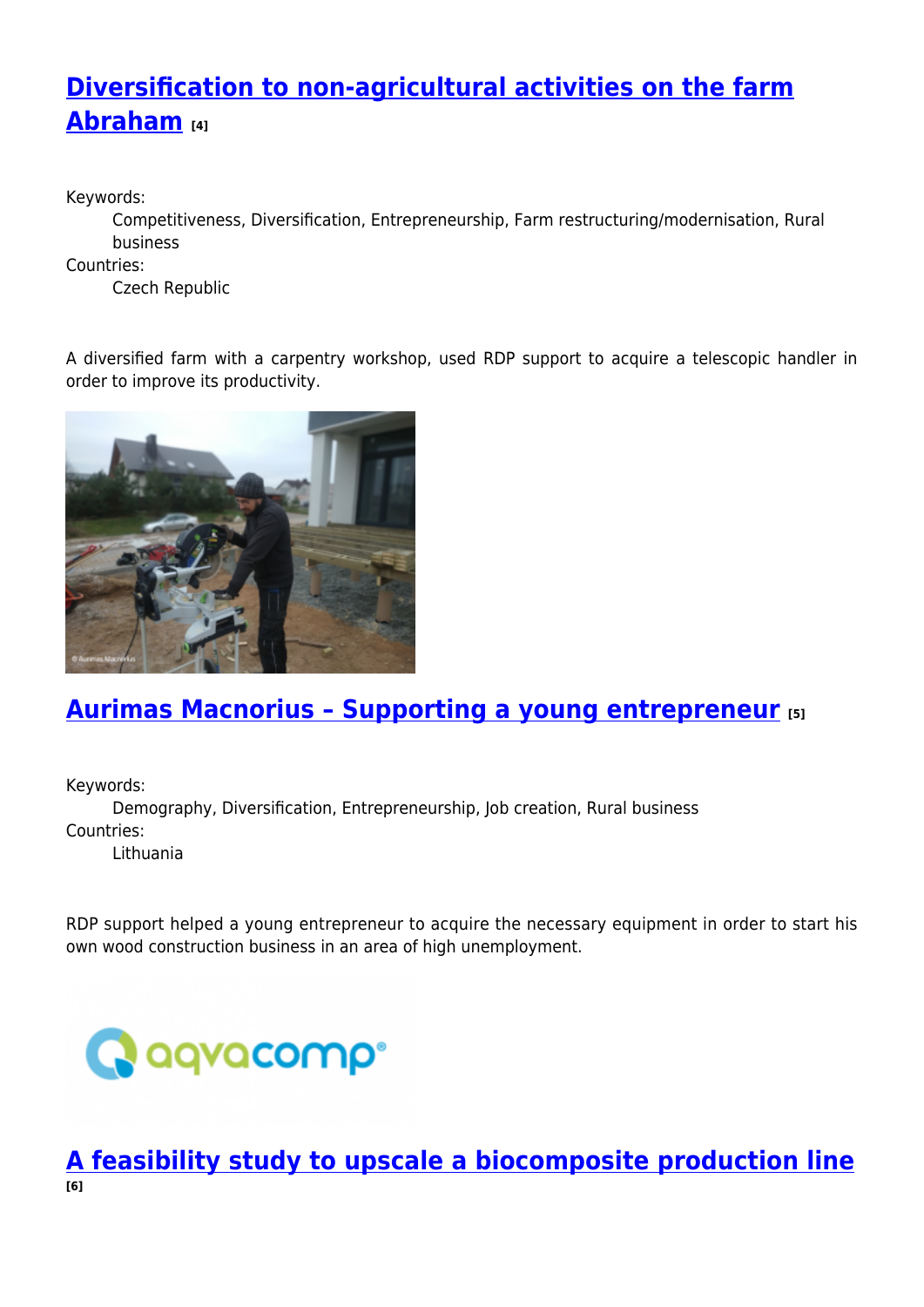## Diversification to non-agricultural activities on the farm Abraham [4]

Keywords:
Competitiveness, Diversification, Entrepreneurship, Farm restructuring/modernisation, Rural business

Countries:
Czech Republic

A diversified farm with a carpentry workshop, used RDP support to acquire a telescopic handler in order to improve its productivity.

## Aurimas Macnorius – Supporting a young entrepreneur [5]

Keywords:
Demography, Diversification, Entrepreneurship, Job creation, Rural business

Countries:
Lithuania

RDP support helped a young entrepreneur to acquire the necessary equipment in order to start his own wood construction business in an area of high unemployment.

## A feasibility study to upscale a biocomposite production line [6]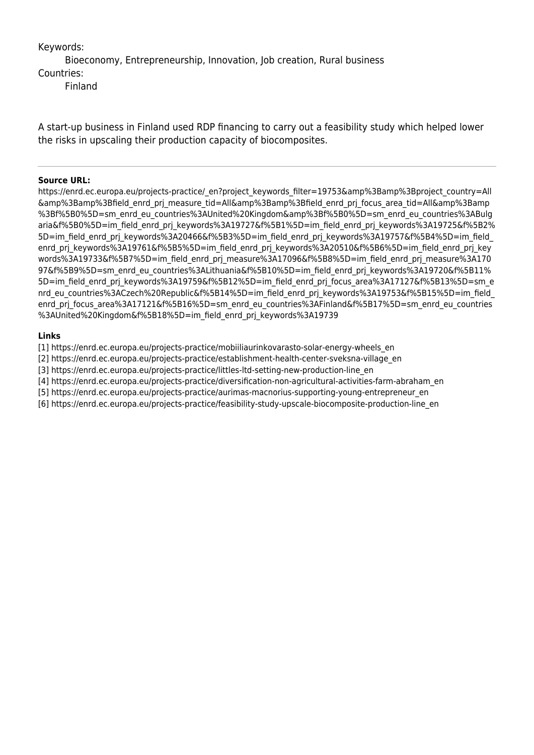Keywords:

Bioeconomy, Entrepreneurship, Innovation, Job creation, Rural business

Countries:

Finland

A start-up business in Finland used RDP financing to carry out a feasibility study which helped lower the risks in upscaling their production capacity of biocomposites.

---

**Source URL:**
https://enrd.ec.europa.eu/projects-practice/_en?project_keywords_filter=19753&amp%3Bamp%3Bproject_country=All&amp%3Bamp%3Bfield_enrd_prj_measure_tid=All&amp%3Bamp%3Bfield_enrd_prj_focus_area_tid=All&amp%3Bamp%3Bf%5B0%5D=sm_enrd_eu_countries%3AUnited%20Kingdom&amp%3Bf%5B0%5D=sm_enrd_eu_countries%3ABulgaria&f%5B0%5D=im_field_enrd_prj_keywords%3A19727&f%5B1%5D=im_field_enrd_prj_keywords%3A19725&f%5B2%5D=im_field_enrd_prj_keywords%3A20466&f%5B3%5D=im_field_enrd_prj_keywords%3A19757&f%5B4%5D=im_field_enrd_prj_keywords%3A19761&f%5B5%5D=im_field_enrd_prj_keywords%3A20510&f%5B6%5D=im_field_enrd_prj_keywords%3A19733&f%5B7%5D=im_field_enrd_prj_measure%3A17096&f%5B8%5D=im_field_enrd_prj_measure%3A17097&f%5B9%5D=sm_enrd_eu_countries%3ALithuania&f%5B10%5D=im_field_enrd_prj_keywords%3A19720&f%5B11%5D=im_field_enrd_prj_keywords%3A19759&f%5B12%5D=im_field_enrd_prj_focus_area%3A17127&f%5B13%5D=sm_enrd_eu_countries%3ACzech%20Republic&f%5B14%5D=im_field_enrd_prj_keywords%3A19753&f%5B15%5D=im_field_enrd_prj_focus_area%3A17121&f%5B16%5D=sm_enrd_eu_countries%3AFinland&f%5B17%5D=sm_enrd_eu_countries%3AUnited%20Kingdom&f%5B18%5D=im_field_enrd_prj_keywords%3A19739

**Links**

[1] https://enrd.ec.europa.eu/projects-practice/mobiiliaurinkovarasto-solar-energy-wheels_en
[2] https://enrd.ec.europa.eu/projects-practice/establishment-health-center-sveksna-village_en
[3] https://enrd.ec.europa.eu/projects-practice/littles-ltd-setting-new-production-line_en
[4] https://enrd.ec.europa.eu/projects-practice/diversification-non-agricultural-activities-farm-abraham_en
[5] https://enrd.ec.europa.eu/projects-practice/aurimas-macnorius-supporting-young-entrepreneur_en
[6] https://enrd.ec.europa.eu/projects-practice/feasibility-study-upscale-biocomposite-production-line_en